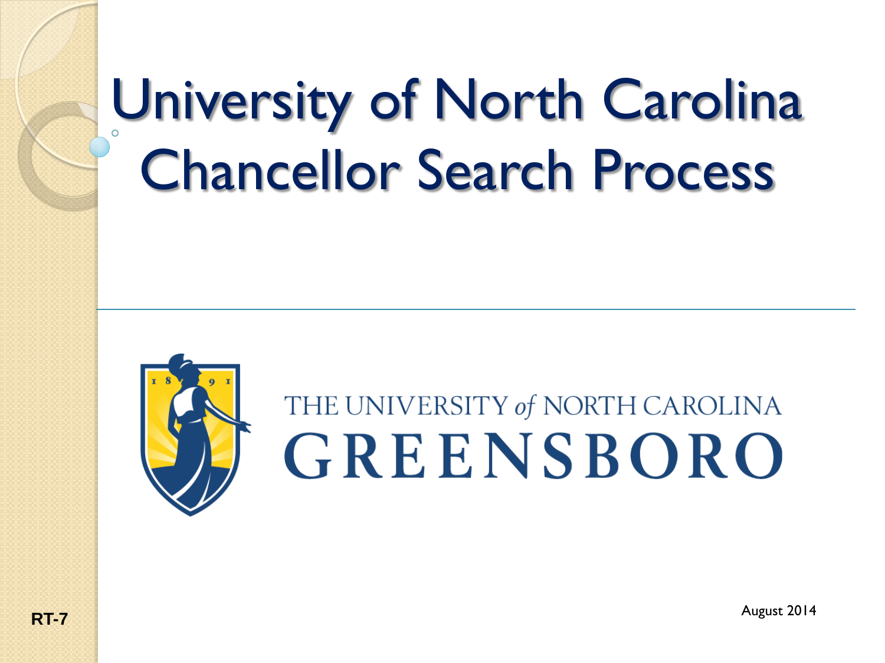# University of North Carolina Chancellor Search Process

THE UNIVERSITY *of* NORTH CAROLINA
GREENSBORO

RT-7

August 2014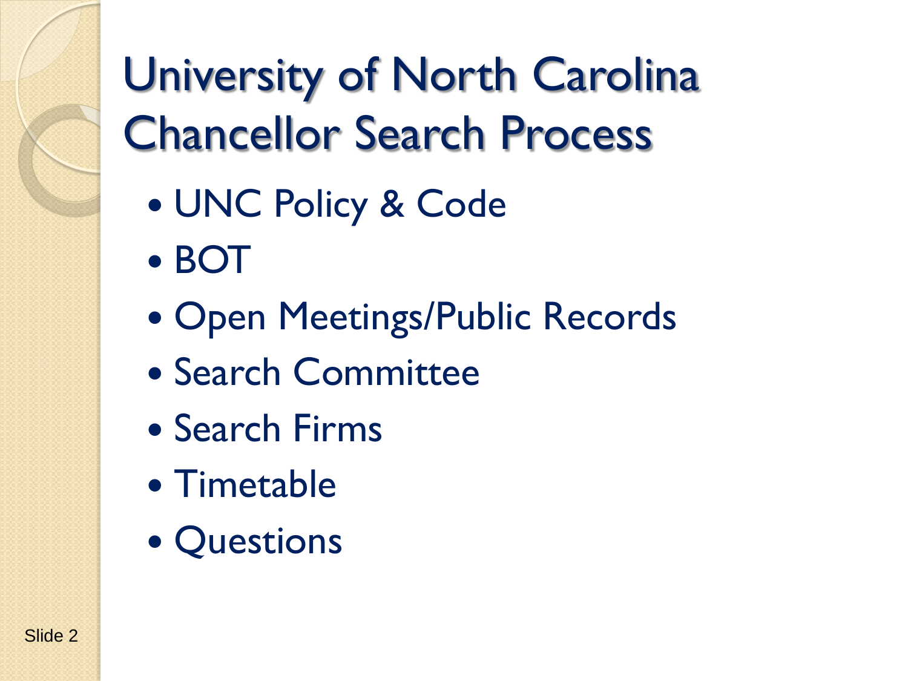# University of North Carolina Chancellor Search Process

- UNC Policy & Code
- BOT
- Open Meetings/Public Records
- Search Committee
- Search Firms
- Timetable
- Questions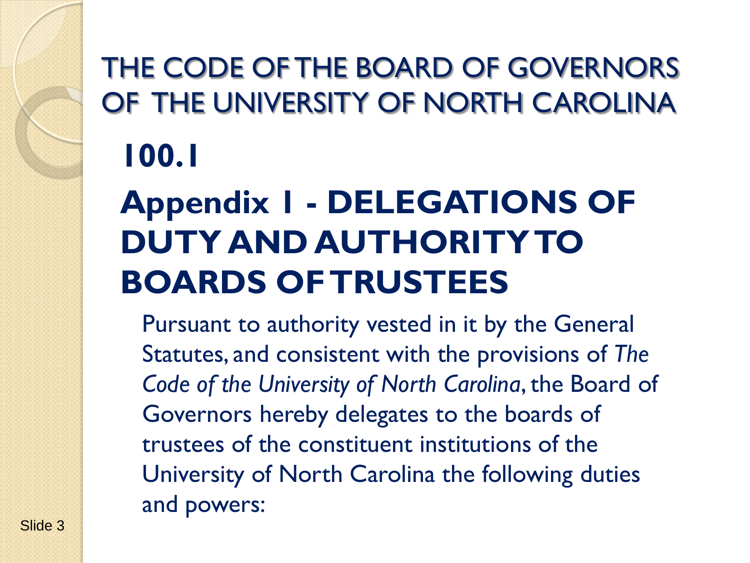# THE CODE OF THE BOARD OF GOVERNORS OF THE UNIVERSITY OF NORTH CAROLINA

## 100.1

## Appendix 1 - DELEGATIONS OF DUTY AND AUTHORITY TO BOARDS OF TRUSTEES

Pursuant to authority vested in it by the General Statutes, and consistent with the provisions of *The Code of the University of North Carolina*, the Board of Governors hereby delegates to the boards of trustees of the constituent institutions of the University of North Carolina the following duties and powers: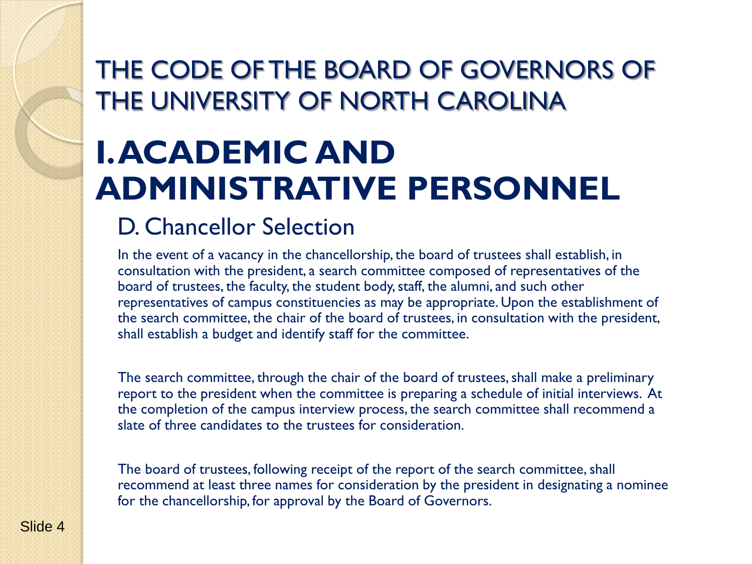# THE CODE OF THE BOARD OF GOVERNORS OF THE UNIVERSITY OF NORTH CAROLINA

## I. ACADEMIC AND ADMINISTRATIVE PERSONNEL

### D. Chancellor Selection

In the event of a vacancy in the chancellorship, the board of trustees shall establish, in consultation with the president, a search committee composed of representatives of the board of trustees, the faculty, the student body, staff, the alumni, and such other representatives of campus constituencies as may be appropriate. Upon the establishment of the search committee, the chair of the board of trustees, in consultation with the president, shall establish a budget and identify staff for the committee.

The search committee, through the chair of the board of trustees, shall make a preliminary report to the president when the committee is preparing a schedule of initial interviews. At the completion of the campus interview process, the search committee shall recommend a slate of three candidates to the trustees for consideration.

The board of trustees, following receipt of the report of the search committee, shall recommend at least three names for consideration by the president in designating a nominee for the chancellorship, for approval by the Board of Governors.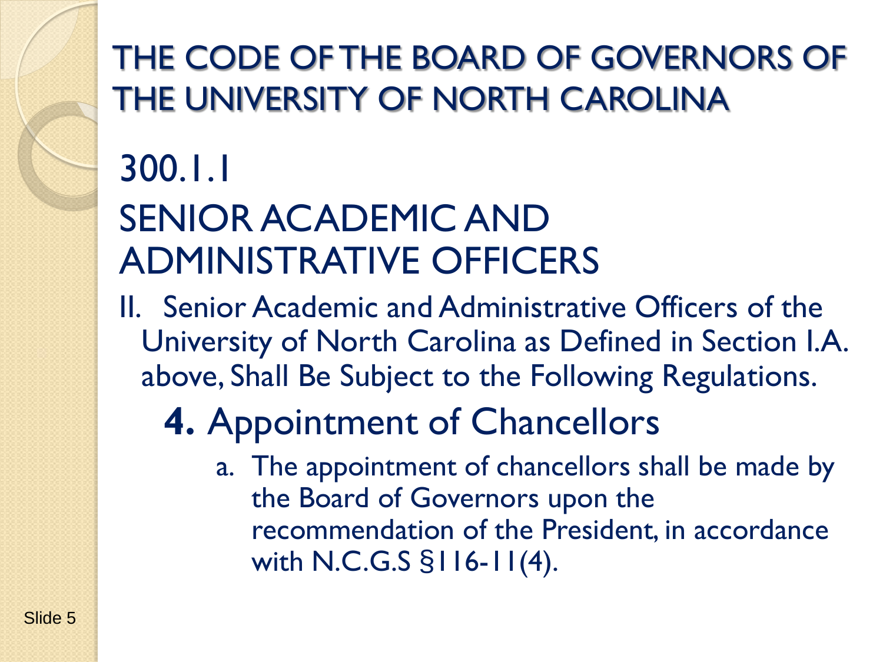# THE CODE OF THE BOARD OF GOVERNORS OF THE UNIVERSITY OF NORTH CAROLINA

## 300.1.1

## SENIOR ACADEMIC AND ADMINISTRATIVE OFFICERS

II. Senior Academic and Administrative Officers of the University of North Carolina as Defined in Section I.A. above, Shall Be Subject to the Following Regulations.

### **4.** Appointment of Chancellors

a. The appointment of chancellors shall be made by the Board of Governors upon the recommendation of the President, in accordance with N.C.G.S §116-11(4).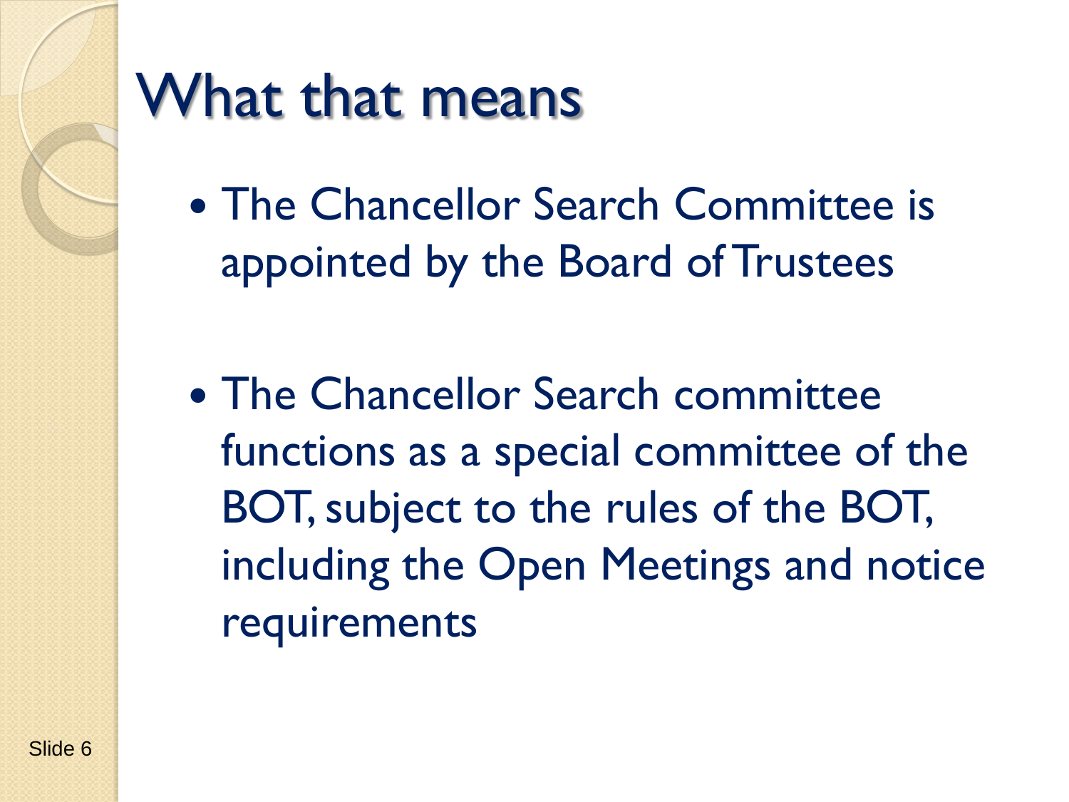# What that means

- The Chancellor Search Committee is appointed by the Board of Trustees

- The Chancellor Search committee functions as a special committee of the BOT, subject to the rules of the BOT, including the Open Meetings and notice requirements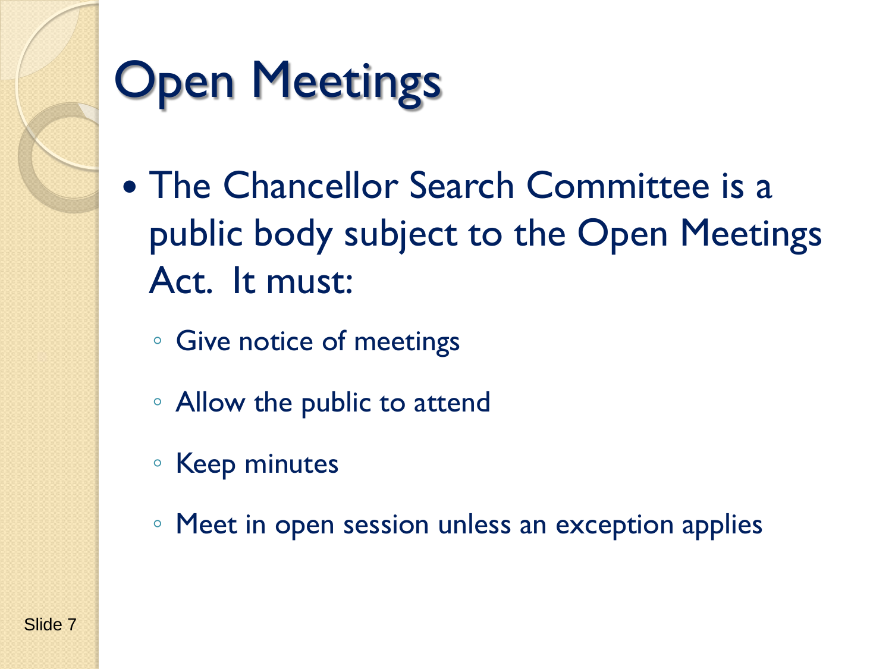# Open Meetings

- The Chancellor Search Committee is a public body subject to the Open Meetings Act. It must:
  - Give notice of meetings
  - Allow the public to attend
  - Keep minutes
  - Meet in open session unless an exception applies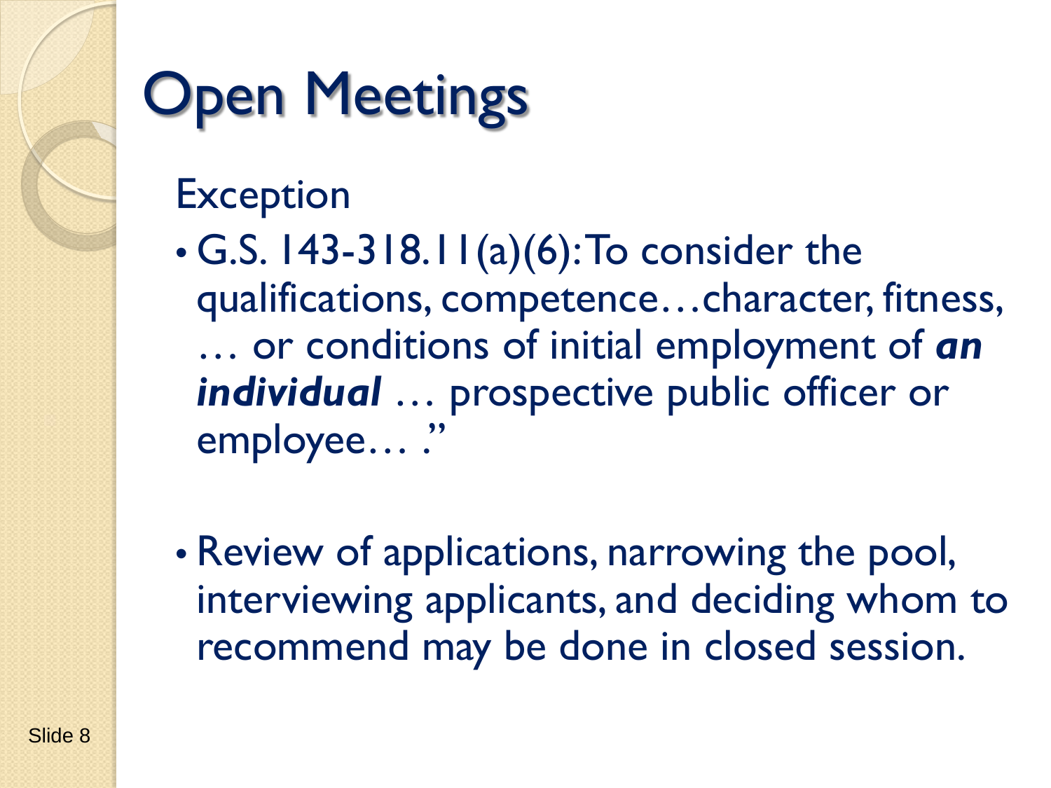# Open Meetings

Exception

- G.S. 143-318.11(a)(6): To consider the qualifications, competence…character, fitness, … or conditions of initial employment of ***an individual*** … prospective public officer or employee… ."

- Review of applications, narrowing the pool, interviewing applicants, and deciding whom to recommend may be done in closed session.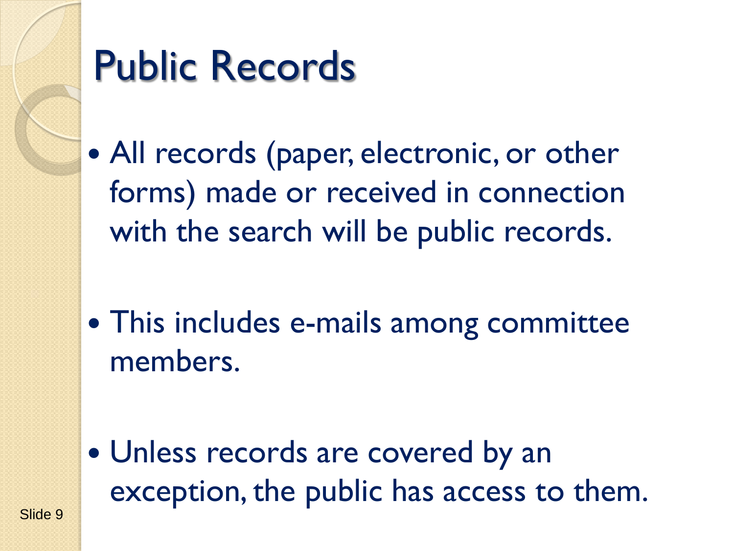# Public Records

- All records (paper, electronic, or other forms) made or received in connection with the search will be public records.

- This includes e-mails among committee members.

- Unless records are covered by an exception, the public has access to them.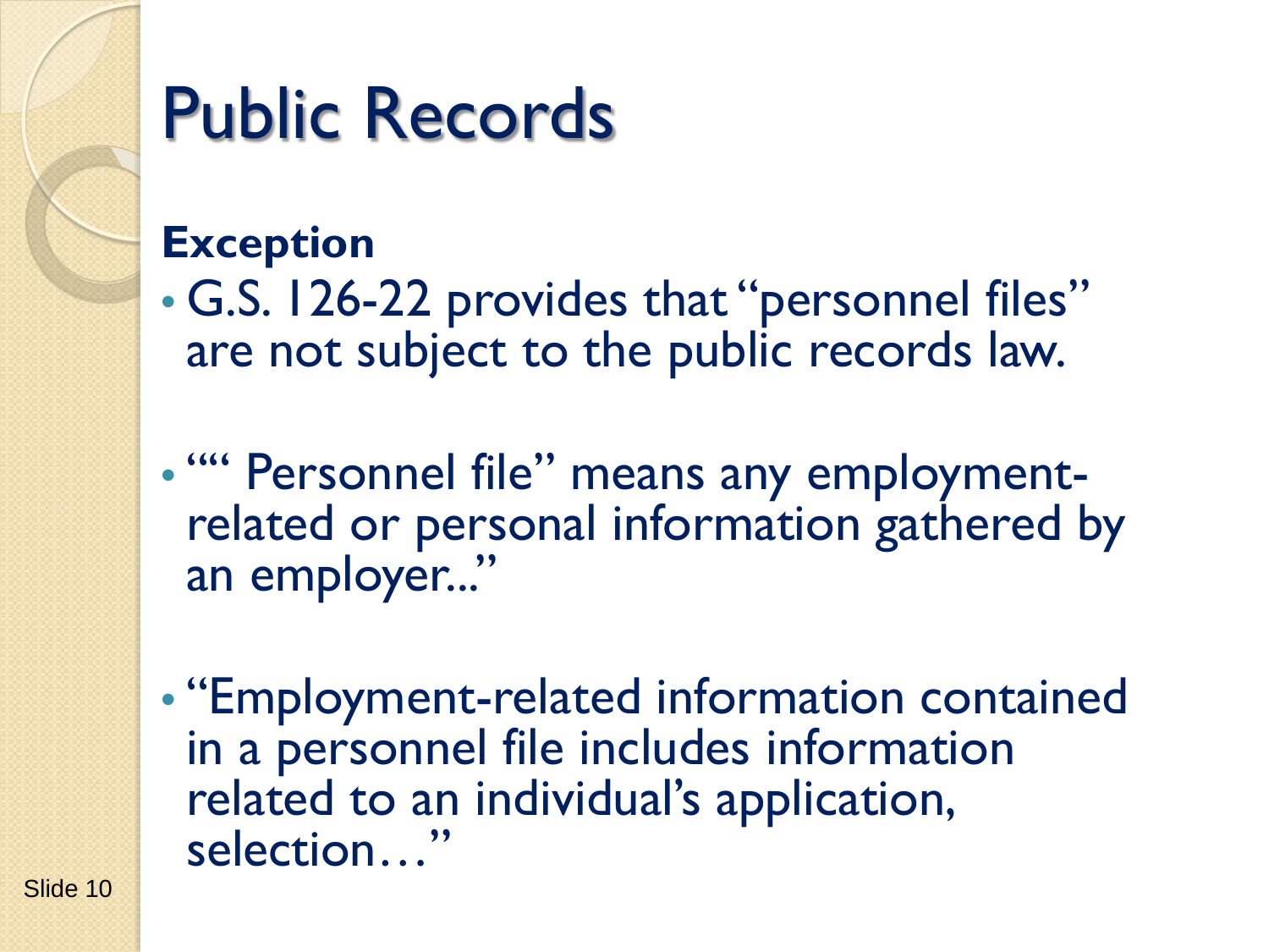# Public Records

**Exception**

- G.S. 126-22 provides that "personnel files" are not subject to the public records law.
- "“ Personnel file" means any employment-related or personal information gathered by an employer..."
- "Employment-related information contained in a personnel file includes information related to an individual's application, selection…"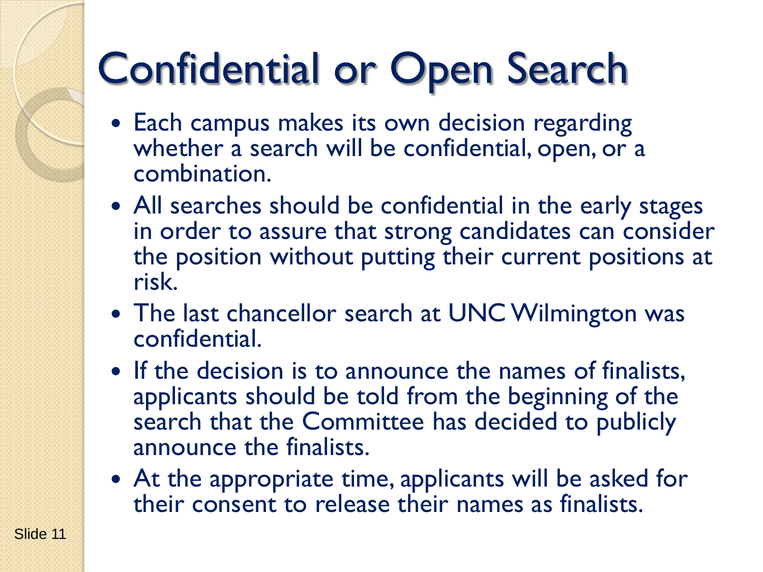# Confidential or Open Search

- Each campus makes its own decision regarding whether a search will be confidential, open, or a combination.
- All searches should be confidential in the early stages in order to assure that strong candidates can consider the position without putting their current positions at risk.
- The last chancellor search at UNC Wilmington was confidential.
- If the decision is to announce the names of finalists, applicants should be told from the beginning of the search that the Committee has decided to publicly announce the finalists.
- At the appropriate time, applicants will be asked for their consent to release their names as finalists.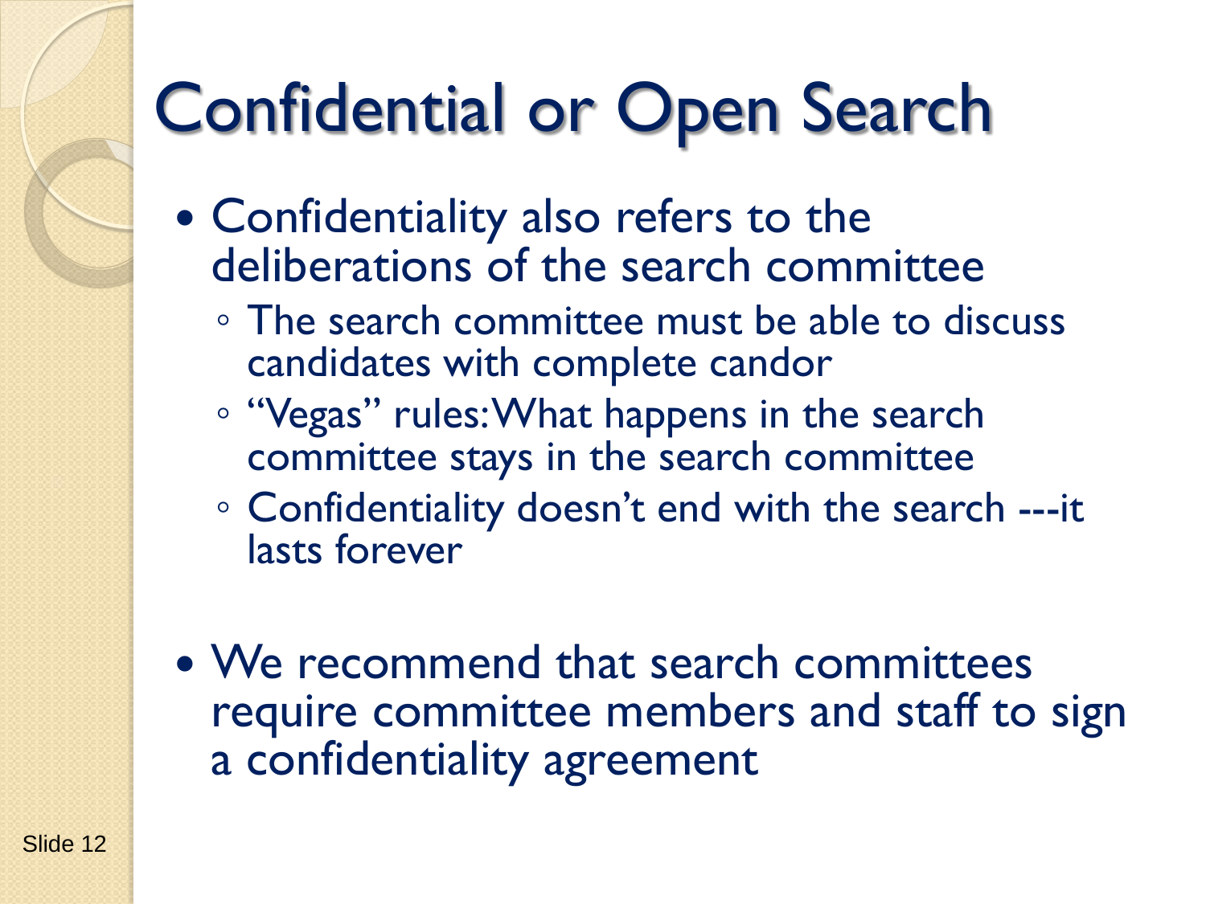# Confidential or Open Search

- Confidentiality also refers to the deliberations of the search committee
  - The search committee must be able to discuss candidates with complete candor
  - "Vegas" rules: What happens in the search committee stays in the search committee
  - Confidentiality doesn't end with the search ---it lasts forever

- We recommend that search committees require committee members and staff to sign a confidentiality agreement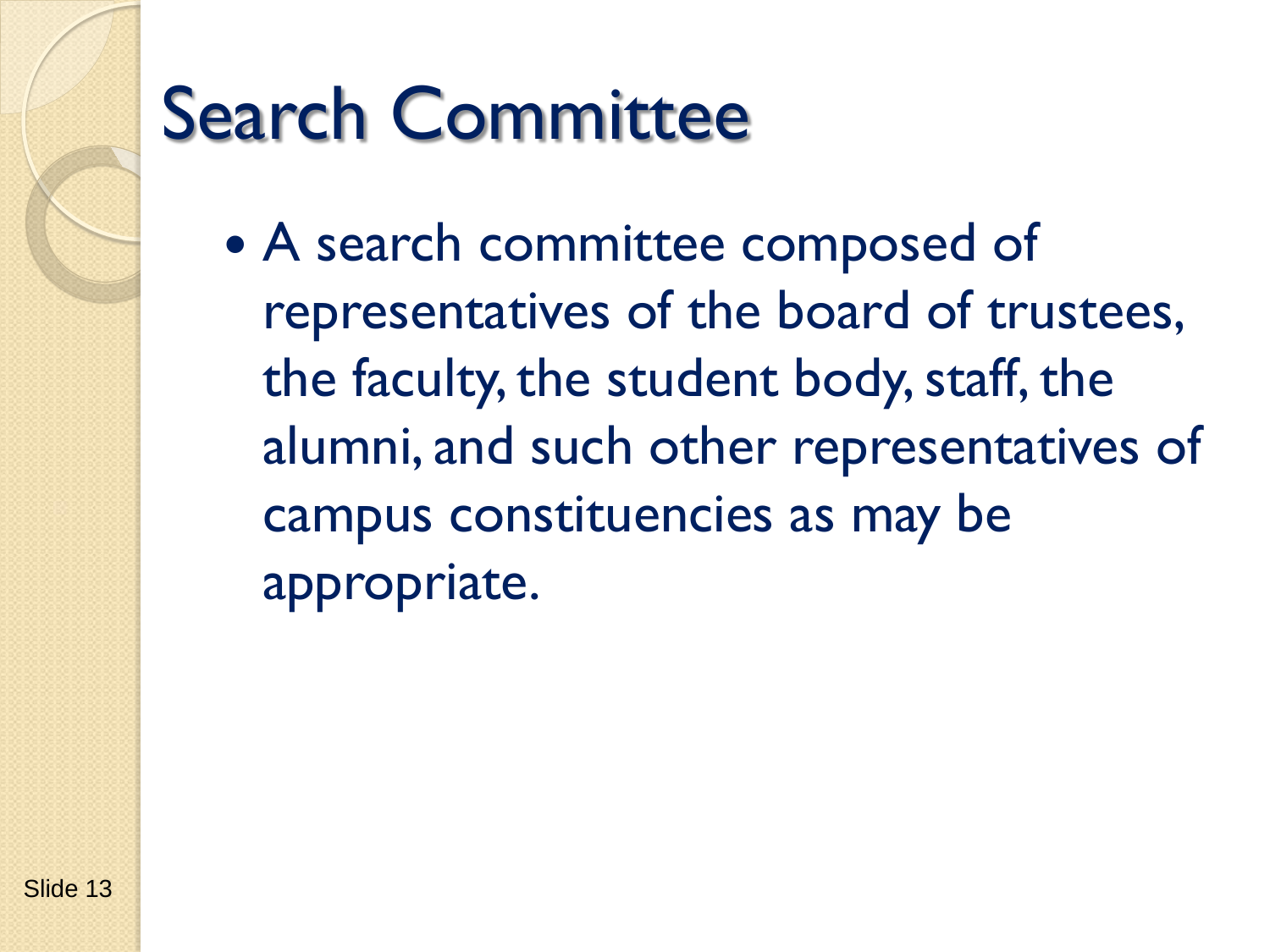# Search Committee

- A search committee composed of representatives of the board of trustees, the faculty, the student body, staff, the alumni, and such other representatives of campus constituencies as may be appropriate.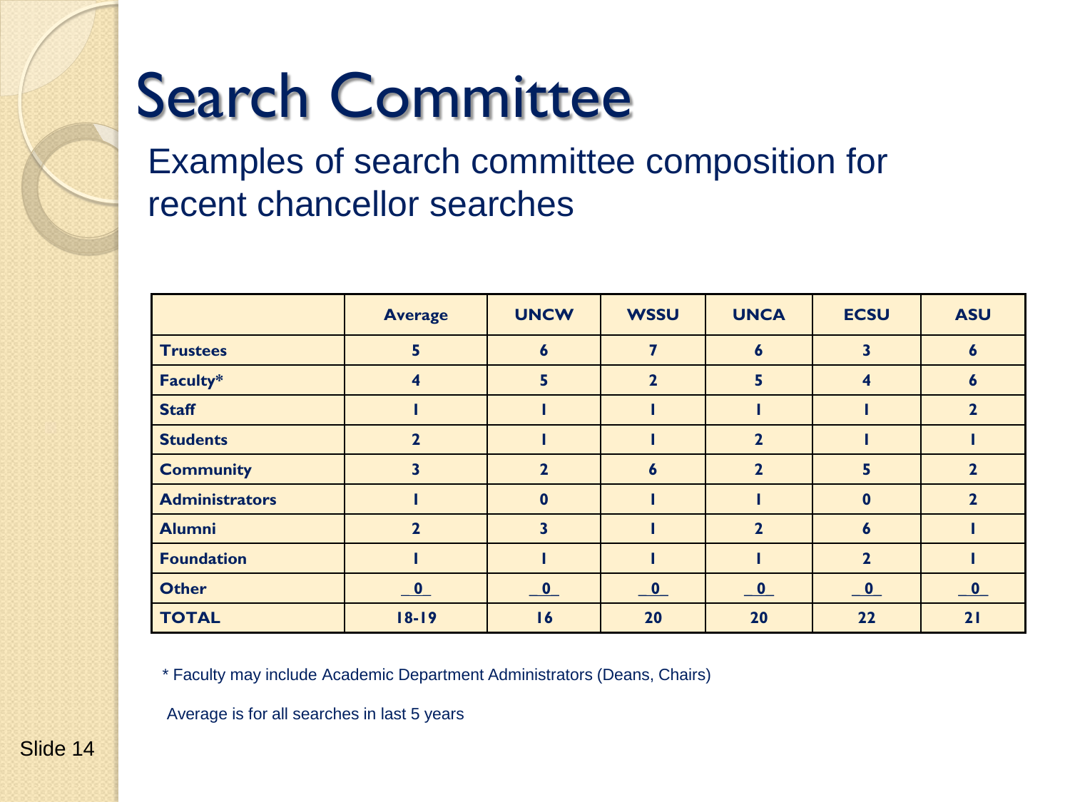# Search Committee

Examples of search committee composition for recent chancellor searches

| | Average | UNCW | WSSU | UNCA | ECSU | ASU |
|---|---|---|---|---|---|---|
| **Trustees** | 5 | 6 | 7 | 6 | 3 | 6 |
| **Faculty*** | 4 | 5 | 2 | 5 | 4 | 6 |
| **Staff** | 1 | 1 | 1 | 1 | 1 | 2 |
| **Students** | 2 | 1 | 1 | 2 | 1 | 1 |
| **Community** | 3 | 2 | 6 | 2 | 5 | 2 |
| **Administrators** | 1 | 0 | 1 | 1 | 0 | 2 |
| **Alumni** | 2 | 3 | 1 | 2 | 6 | 1 |
| **Foundation** | 1 | 1 | 1 | 1 | 2 | 1 |
| **Other** | 0 | 0 | 0 | 0 | 0 | 0 |
| **TOTAL** | 18-19 | 16 | 20 | 20 | 22 | 21 |

* Faculty may include Academic Department Administrators (Deans, Chairs)

Average is for all searches in last 5 years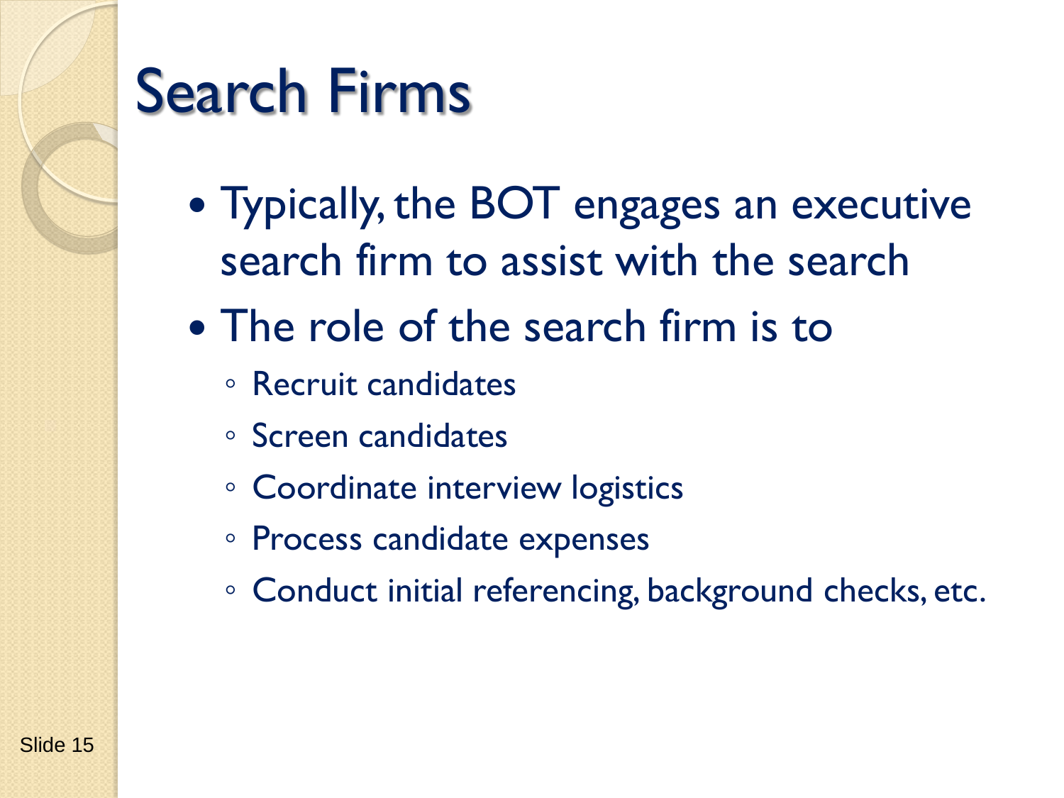# Search Firms

- Typically, the BOT engages an executive search firm to assist with the search
- The role of the search firm is to
  - Recruit candidates
  - Screen candidates
  - Coordinate interview logistics
  - Process candidate expenses
  - Conduct initial referencing, background checks, etc.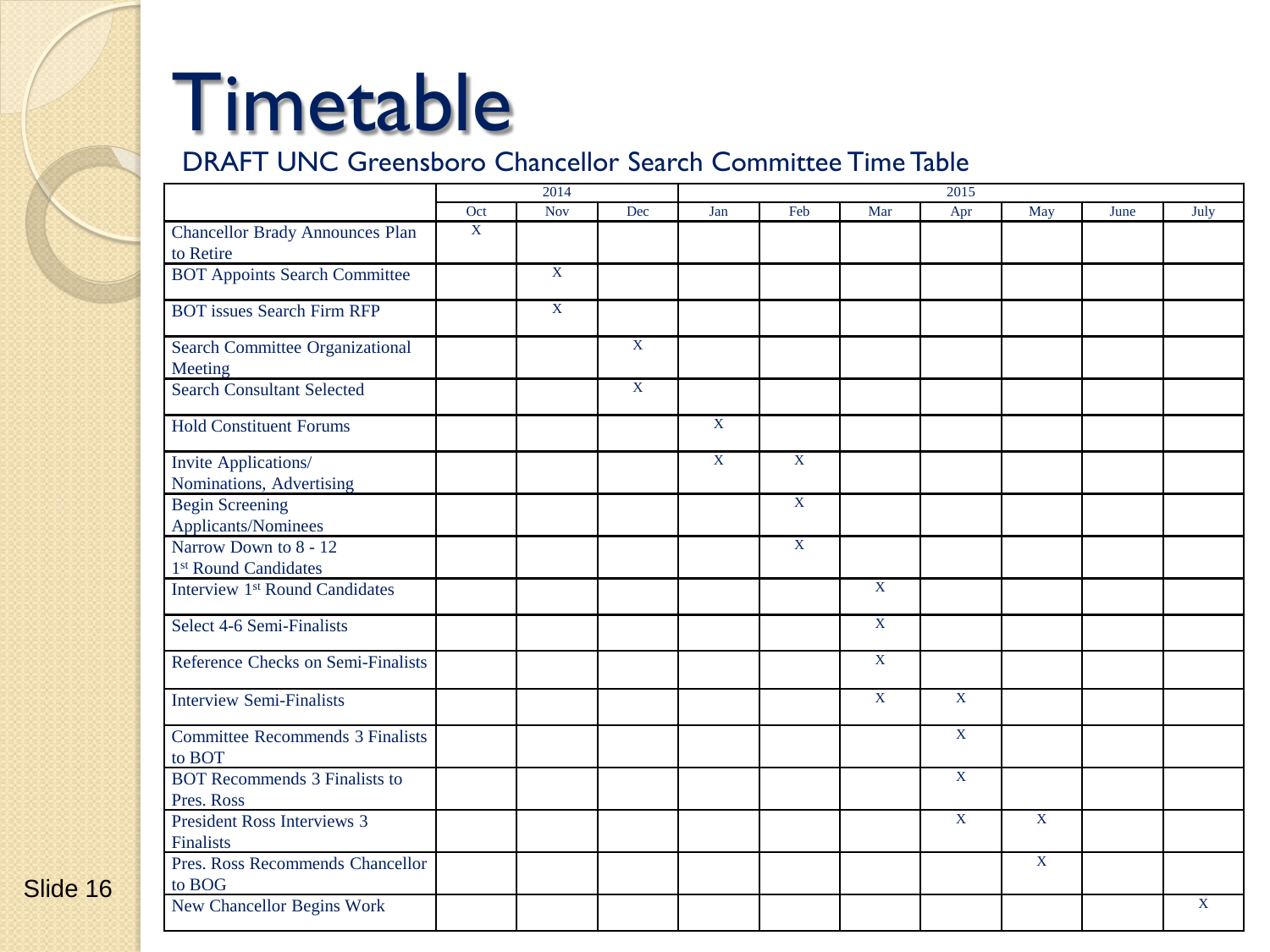# Timetable

## DRAFT UNC Greensboro Chancellor Search Committee Time Table

| | 2014 | | | 2015 | | | | | | |
|---|---|---|---|---|---|---|---|---|---|---|
| | Oct | Nov | Dec | Jan | Feb | Mar | Apr | May | June | July |
| Chancellor Brady Announces Plan to Retire | X | | | | | | | | | |
| BOT Appoints Search Committee | | X | | | | | | | | |
| BOT issues Search Firm RFP | | X | | | | | | | | |
| Search Committee Organizational Meeting | | | X | | | | | | | |
| Search Consultant Selected | | | X | | | | | | | |
| Hold Constituent Forums | | | | X | | | | | | |
| Invite Applications/ Nominations, Advertising | | | | X | X | | | | | |
| Begin Screening Applicants/Nominees | | | | | X | | | | | |
| Narrow Down to 8 - 12 1st Round Candidates | | | | | X | | | | | |
| Interview 1st Round Candidates | | | | | | X | | | | |
| Select 4-6 Semi-Finalists | | | | | | X | | | | |
| Reference Checks on Semi-Finalists | | | | | | X | | | | |
| Interview Semi-Finalists | | | | | | X | X | | | |
| Committee Recommends 3 Finalists to BOT | | | | | | | X | | | |
| BOT Recommends 3 Finalists to Pres. Ross | | | | | | | X | | | |
| President Ross Interviews 3 Finalists | | | | | | | X | X | | |
| Pres. Ross Recommends Chancellor to BOG | | | | | | | | X | | |
| New Chancellor Begins Work | | | | | | | | | | X |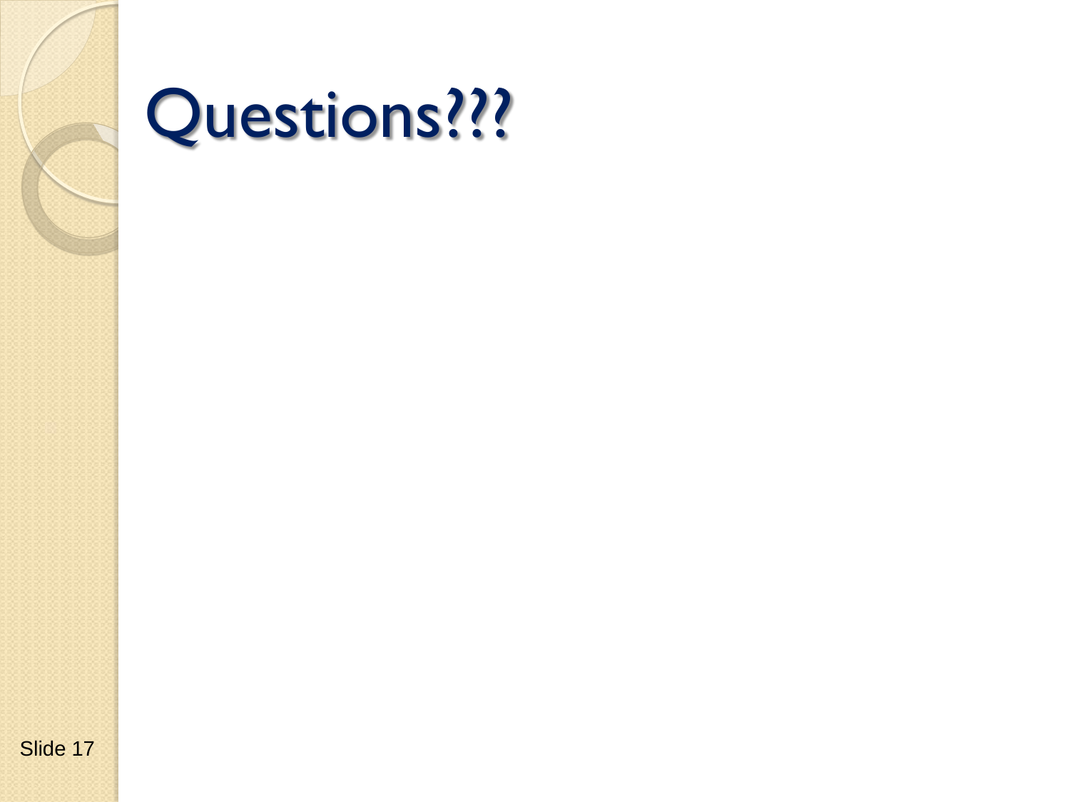# Questions???